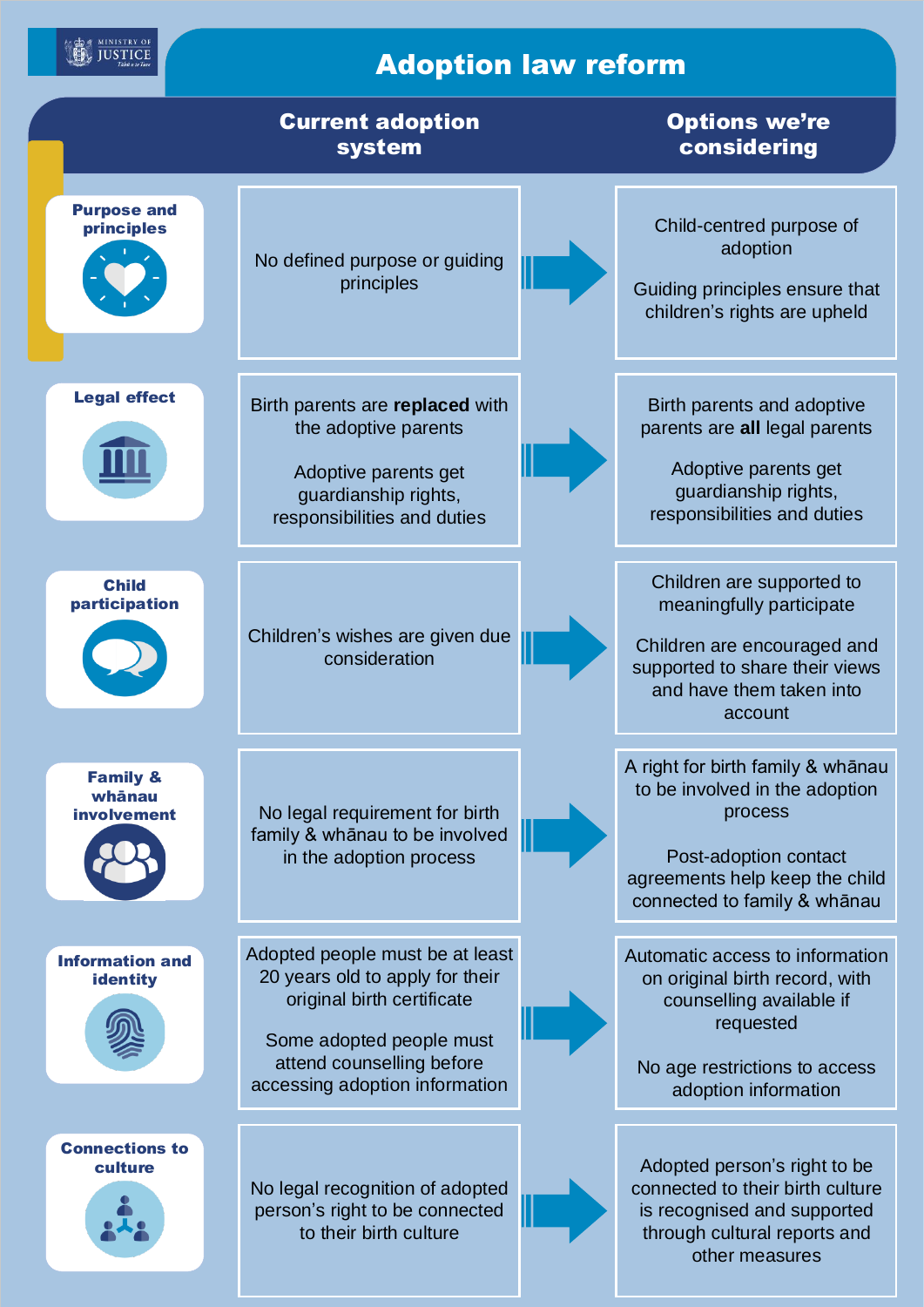MINISTRY OF JUSTICE

# Adoption law reform

| | Current adoption system | Options we're considering |
| --- | --- | --- |
| **Purpose and principles** | No defined purpose or guiding principles | Child-centred purpose of adoption<br><br>Guiding principles ensure that children's rights are upheld |
| **Legal effect** | Birth parents are **replaced** with the adoptive parents<br><br>Adoptive parents get guardianship rights, responsibilities and duties | Birth parents and adoptive parents are **all** legal parents<br><br>Adoptive parents get guardianship rights, responsibilities and duties |
| **Child participation** | Children's wishes are given due consideration | Children are supported to meaningfully participate<br><br>Children are encouraged and supported to share their views and have them taken into account |
| **Family & whānau involvement** | No legal requirement for birth family & whānau to be involved in the adoption process | A right for birth family & whānau to be involved in the adoption process<br><br>Post-adoption contact agreements help keep the child connected to family & whānau |
| **Information and identity** | Adopted people must be at least 20 years old to apply for their original birth certificate<br><br>Some adopted people must attend counselling before accessing adoption information | Automatic access to information on original birth record, with counselling available if requested<br><br>No age restrictions to access adoption information |
| **Connections to culture** | No legal recognition of adopted person's right to be connected to their birth culture | Adopted person's right to be connected to their birth culture is recognised and supported through cultural reports and other measures |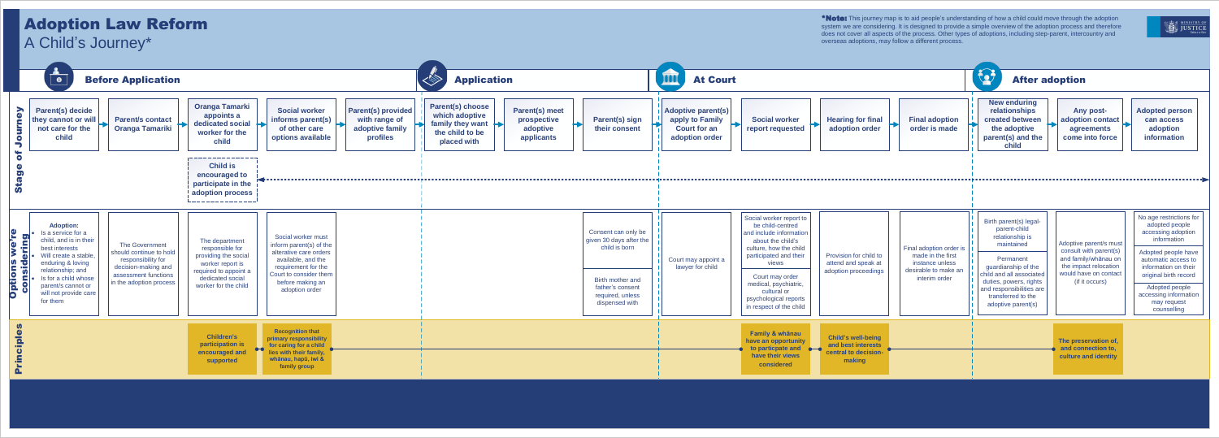# Adoption Law Reform

## A Child's Journey*

***Note:** This journey map is to aid people's understanding of how a child could move through the adoption system we are considering. It is designed to provide a simple overview of the adoption process and therefore does not cover all aspects of the process. Other types of adoptions, including step-parent, intercountry and overseas adoptions, may follow a different process.

### Before Application

**Stage of Journey:**

- Parent(s) decide they cannot or will not care for the child
- Parent/s contact Oranga Tamariki
- Oranga Tamariki appoints a dedicated social worker for the child
  - Child is encouraged to participate in the adoption process
- Social worker informs parent(s) of other care options available
- Parent(s) provided with range of adoptive family profiles

**Options we're considering:**

- **Adoption:**
  - Is a service for a child, and is in their best interests
  - Will create a stable, enduring & loving relationship; and
  - Is for a child whose parent(s) cannot or will not provide care for them
- The Government should continue to hold responsibility for decision-making and assessment functions in the adoption process
- The department responsible for providing the social worker report is required to appoint a dedicated social worker for the child
- Social worker must inform parent(s) of the alterative care orders available, and the requirement for the Court to consider them before making an adoption order

**Principles:**

- Children's participation is encouraged and supported
- Recognition that primary responsibility for caring for a child lies with their family, whānau, hapū, iwi & family group

### Application

**Stage of Journey:**

- Parent(s) choose which adoptive family they want the child to be placed with
- Parent(s) meet prospective adoptive applicants
- Parent(s) sign their consent

**Options we're considering:**

- Consent can only be given 30 days after the child is born
- Birth mother and father's consent required, unless dispensed with

### At Court

**Stage of Journey:**

- Adoptive parent(s) apply to Family Court for an adoption order
- Social worker report requested
- Hearing for final adoption order
- Final adoption order is made

**Options we're considering:**

- Court may appoint a lawyer for child
- Social worker report to be child-centred and include information about the child's culture, how the child participated and their views
- Court may order medical, psychiatric, cultural or psychological reports in respect of the child
- Provision for child to attend and speak at adoption proceedings
- Final adoption order is made in the first instance unless desirable to make an interim order

**Principles:**

- Family & whānau have an opportunity to particpate and have their views considered
- Child's well-being and best interests central to decision-making

### After adoption

**Stage of Journey:**

- New enduring relationships created between the adoptive parent(s) and the child
- Any post-adoption contact agreements come into force
- Adopted person can access adoption information

**Options we're considering:**

- Birth parent(s) legal-parent-child relationship is maintained
- Permanent guardianship of the child and all associated duties, powers, rights and responsibilities are transferred to the adoptive parent(s)
- Adoptive parent/s must consult with parent(s) and family/whānau on the impact relocation would have on contact (if it occurs)
- No age restrictions for adopted people accessing adoption information
- Adopted people have automatic access to information on their original birth record
- Adopted people accessing information may request counselling

**Principles:**

- The preservation of, and connection to, culture and identity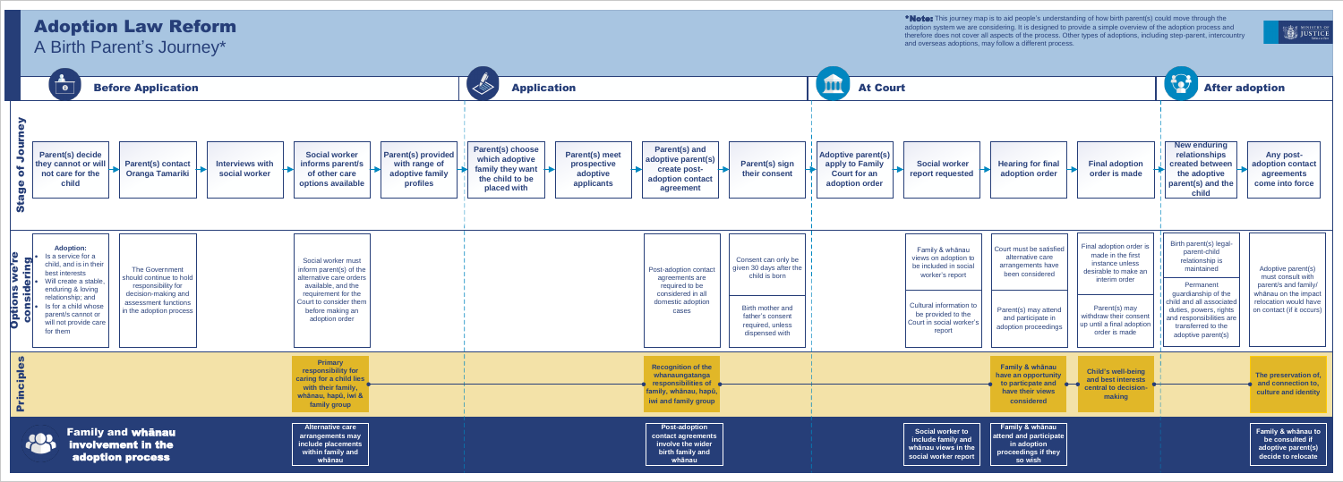# Adoption Law Reform

## A Birth Parent's Journey*

**\*Note:** This journey map is to aid people's understanding of how birth parent(s) could move through the adoption system we are considering. It is designed to provide a simple overview of the adoption process and therefore does not cover all aspects of the process. Other types of adoptions, including step-parent, intercountry and overseas adoptions, may follow a different process.

MINISTRY OF JUSTICE

## Before Application

### Stage of Journey

- Parent(s) decide they cannot or will not care for the child
- Parent(s) contact Oranga Tamariki
- Interviews with social worker
- Social worker informs parent/s of other care options available
- Parent(s) provided with range of adoptive family profiles

### Options we're considering

**Adoption:**

- Is a service for a child, and is in their best interests
- Will create a stable, enduring & loving relationship; and
- Is for a child whose parent/s cannot or will not provide care for them

The Government should continue to hold responsibility for decision-making and assessment functions in the adoption process

Social worker must inform parent(s) of the alternative care orders available, and the requirement for the Court to consider them before making an adoption order

### Principles

**Primary responsibility for caring for a child lies with their family, whānau, hapū, iwi & family group**

### Family and whānau involvement in the adoption process

**Alternative care arrangements may include placements within family and whānau**

## Application

### Stage of Journey

- Parent(s) choose which adoptive family they want the child to be placed with
- Parent(s) meet prospective adoptive applicants
- Parent(s) and adoptive parent(s) create post-adoption contact agreement
- Parent(s) sign their consent

### Options we're considering

Post-adoption contact agreements are required to be considered in all domestic adoption cases

Consent can only be given 30 days after the child is born

Birth mother and father's consent required, unless dispensed with

### Principles

**Recognition of the whanaungatanga responsibilities of family, whānau, hapū, iwi and family group**

### Family and whānau involvement in the adoption process

**Post-adoption contact agreements involve the wider birth family and whānau**

## At Court

### Stage of Journey

- Adoptive parent(s) apply to Family Court for an adoption order
- Social worker report requested
- Hearing for final adoption order
- Final adoption order is made

### Options we're considering

Family & whānau views on adoption to be included in social worker's report

Cultural information to be provided to the Court in social worker's report

Court must be satisfied alternative care arrangements have been considered

Parent(s) may attend and participate in adoption proceedings

Final adoption order is made in the first instance unless desirable to make an interim order

Parent(s) may withdraw their consent up until a final adoption order is made

### Principles

**Family & whānau have an opportunity to particpate and have their views considered**

**Child's well-being and best interests central to decision-making**

### Family and whānau involvement in the adoption process

**Social worker to include family and whānau views in the social worker report**

**Family & whānau attend and participate in adoption proceedings if they so wish**

## After adoption

### Stage of Journey

- New enduring relationships created between the adoptive parent(s) and the child
- Any post-adoption contact agreements come into force

### Options we're considering

Birth parent(s) legal-parent-child relationship is maintained

Permanent guardianship of the child and all associated duties, powers, rights and responsibilities are transferred to the adoptive parent(s)

Adoptive parent(s) must consult with parent/s and family/whānau on the impact relocation would have on contact (if it occurs)

### Principles

**The preservation of, and connection to, culture and identity**

### Family and whānau involvement in the adoption process

**Family & whānau to be consulted if adoptive parent(s) decide to relocate**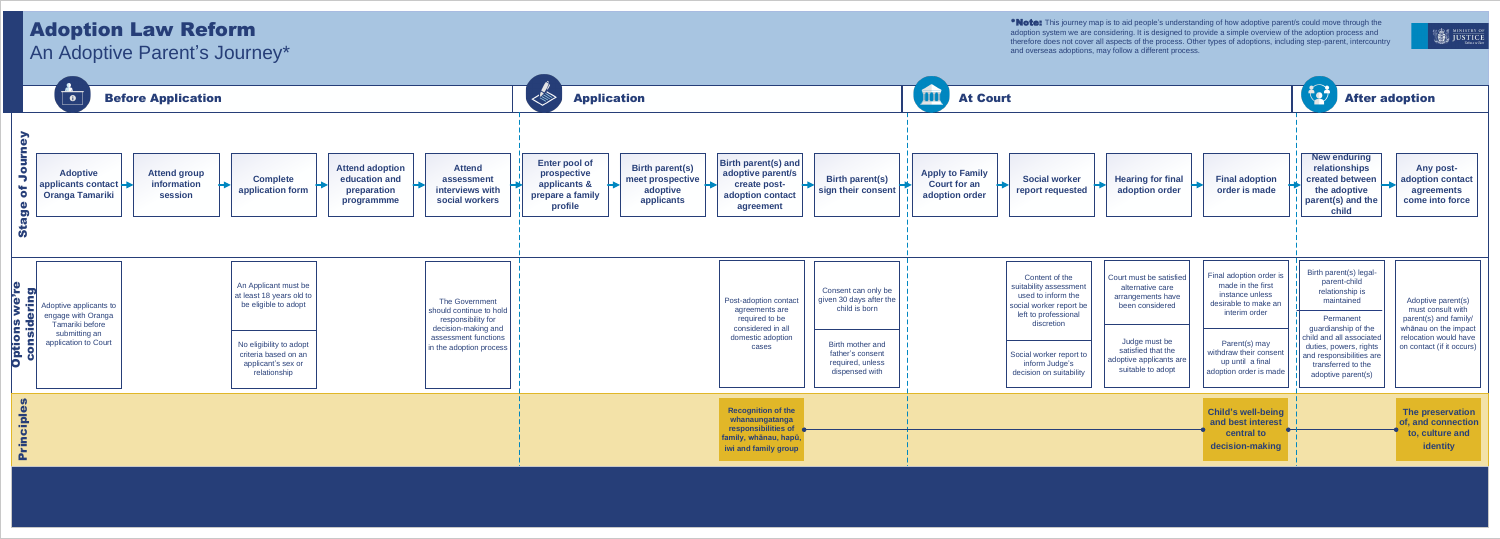# Adoption Law Reform

## An Adoptive Parent's Journey*

***Note:** This journey map is to aid people's understanding of how adoptive parent/s could move through the adoption system we are considering. It is designed to provide a simple overview of the adoption process and therefore does not cover all aspects of the process. Other types of adoptions, including step-parent, intercountry and overseas adoptions, may follow a different process.

MINISTRY OF JUSTICE

### Before Application

**Stage of Journey**

- Adoptive applicants contact Oranga Tamariki
- Attend group information session
- Complete application form
- Attend adoption education and preparation programmme
- Attend assessment interviews with social workers

**Options we're considering**

- Adoptive applicants to engage with Oranga Tamariki before submitting an application to Court
- An Applicant must be at least 18 years old to be eligible to adopt
- No eligibility to adopt criteria based on an applicant's sex or relationship
- The Government should continue to hold responsibility for decision-making and assessment functions in the adoption process

### Application

**Stage of Journey**

- Enter pool of prospective applicants & prepare a family profile
- Birth parent(s) meet prospective adoptive applicants
- Birth parent(s) and adoptive parent/s create post-adoption contact agreement
- Birth parent(s) sign their consent

**Options we're considering**

- Post-adoption contact agreements are required to be considered in all domestic adoption cases
- Consent can only be given 30 days after the child is born
- Birth mother and father's consent required, unless dispensed with

**Principles**

- Recognition of the whanaungatanga responsibilities of family, whānau, hapū, iwi and family group

### At Court

**Stage of Journey**

- Apply to Family Court for an adoption order
- Social worker report requested
- Hearing for final adoption order
- Final adoption order is made

**Options we're considering**

- Content of the suitability assessment used to inform the social worker report be left to professional discretion
- Social worker report to inform Judge's decision on suitability
- Court must be satisfied alternative care arrangements have been considered
- Judge must be satisfied that the adoptive applicants are suitable to adopt
- Final adoption order is made in the first instance unless desirable to make an interim order
- Parent(s) may withdraw their consent up until a final adoption order is made

**Principles**

- Child's well-being and best interest central to decision-making

### After adoption

**Stage of Journey**

- New enduring relationships created between the adoptive parent(s) and the child
- Any post-adoption contact agreements come into force

**Options we're considering**

- Birth parent(s) legal-parent-child relationship is maintained
- Permanent guardianship of the child and all associated duties, powers, rights and responsibilities are transferred to the adoptive parent(s)
- Adoptive parent(s) must consult with parent(s) and family/ whānau on the impact relocation would have on contact (if it occurs)

**Principles**

- The preservation of, and connection to, culture and identity